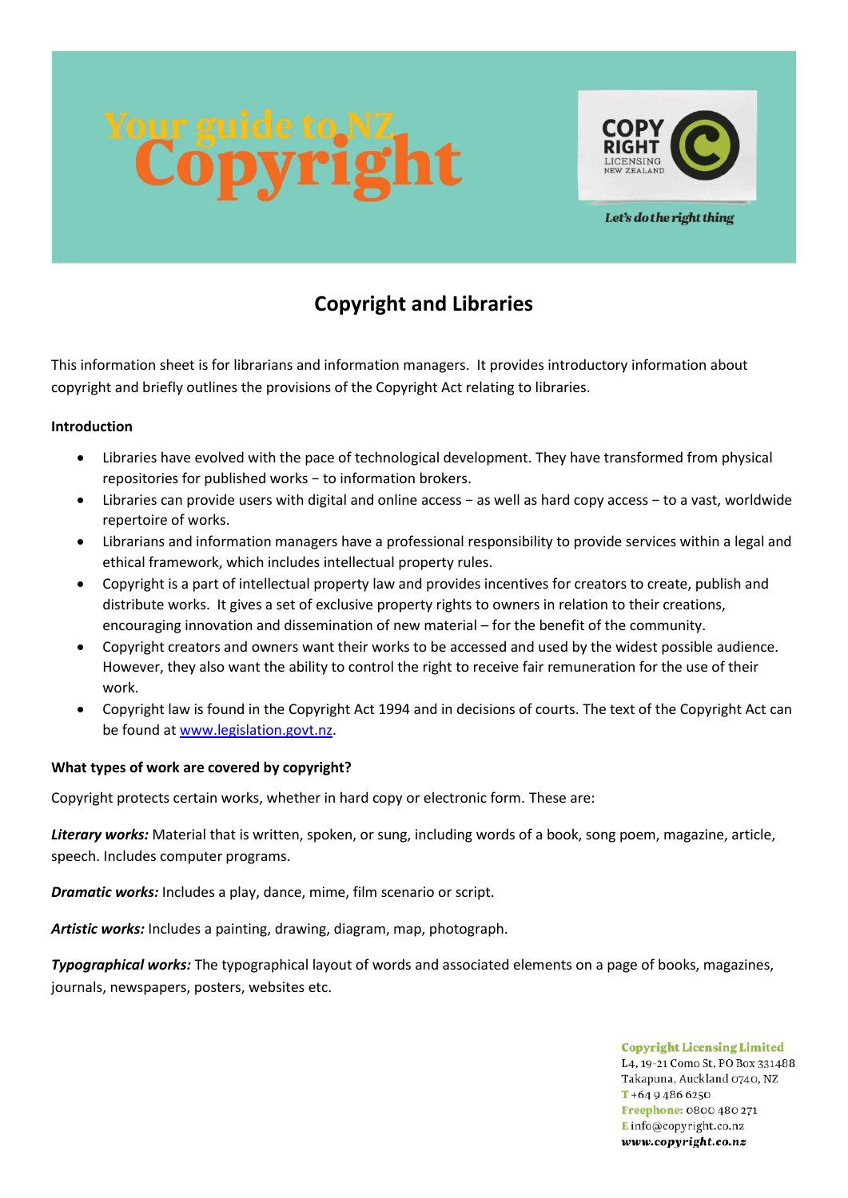# Your guide to NZ Copyright

COPY RIGHT LICENSING NEW ZEALAND

*Let's do the right thing*

## Copyright and Libraries

This information sheet is for librarians and information managers. It provides introductory information about copyright and briefly outlines the provisions of the Copyright Act relating to libraries.

### Introduction

- Libraries have evolved with the pace of technological development. They have transformed from physical repositories for published works – to information brokers.
- Libraries can provide users with digital and online access – as well as hard copy access – to a vast, worldwide repertoire of works.
- Librarians and information managers have a professional responsibility to provide services within a legal and ethical framework, which includes intellectual property rules.
- Copyright is a part of intellectual property law and provides incentives for creators to create, publish and distribute works. It gives a set of exclusive property rights to owners in relation to their creations, encouraging innovation and dissemination of new material – for the benefit of the community.
- Copyright creators and owners want their works to be accessed and used by the widest possible audience. However, they also want the ability to control the right to receive fair remuneration for the use of their work.
- Copyright law is found in the Copyright Act 1994 and in decisions of courts. The text of the Copyright Act can be found at [www.legislation.govt.nz](http://www.legislation.govt.nz).

### What types of work are covered by copyright?

Copyright protects certain works, whether in hard copy or electronic form. These are:

***Literary works:*** Material that is written, spoken, or sung, including words of a book, song poem, magazine, article, speech. Includes computer programs.

***Dramatic works:*** Includes a play, dance, mime, film scenario or script.

***Artistic works:*** Includes a painting, drawing, diagram, map, photograph.

***Typographical works:*** The typographical layout of words and associated elements on a page of books, magazines, journals, newspapers, posters, websites etc.

**Copyright Licensing Limited**
L4, 19-21 Como St, PO Box 331488
Takapuna, Auckland 0740, NZ
T +64 9 486 6250
Freephone: 0800 480 271
E info@copyright.co.nz
*www.copyright.co.nz*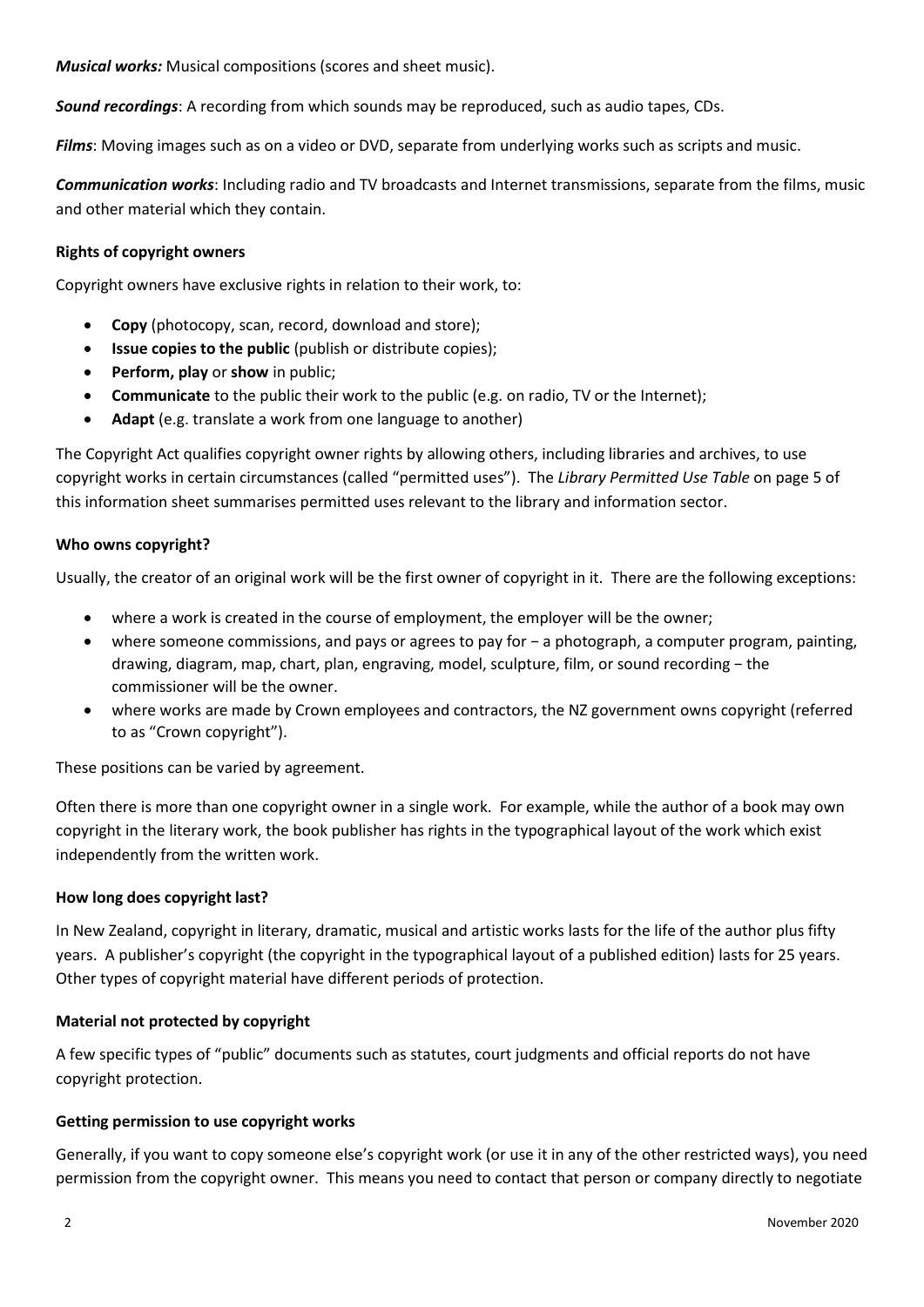***Musical works:*** Musical compositions (scores and sheet music).

***Sound recordings***: A recording from which sounds may be reproduced, such as audio tapes, CDs.

***Films***: Moving images such as on a video or DVD, separate from underlying works such as scripts and music.

***Communication works***: Including radio and TV broadcasts and Internet transmissions, separate from the films, music and other material which they contain.

**Rights of copyright owners**

Copyright owners have exclusive rights in relation to their work, to:

- **Copy** (photocopy, scan, record, download and store);
- **Issue copies to the public** (publish or distribute copies);
- **Perform, play** or **show** in public;
- **Communicate** to the public their work to the public (e.g. on radio, TV or the Internet);
- **Adapt** (e.g. translate a work from one language to another)

The Copyright Act qualifies copyright owner rights by allowing others, including libraries and archives, to use copyright works in certain circumstances (called "permitted uses"). The *Library Permitted Use Table* on page 5 of this information sheet summarises permitted uses relevant to the library and information sector.

**Who owns copyright?**

Usually, the creator of an original work will be the first owner of copyright in it. There are the following exceptions:

- where a work is created in the course of employment, the employer will be the owner;
- where someone commissions, and pays or agrees to pay for − a photograph, a computer program, painting, drawing, diagram, map, chart, plan, engraving, model, sculpture, film, or sound recording − the commissioner will be the owner.
- where works are made by Crown employees and contractors, the NZ government owns copyright (referred to as "Crown copyright").

These positions can be varied by agreement.

Often there is more than one copyright owner in a single work. For example, while the author of a book may own copyright in the literary work, the book publisher has rights in the typographical layout of the work which exist independently from the written work.

**How long does copyright last?**

In New Zealand, copyright in literary, dramatic, musical and artistic works lasts for the life of the author plus fifty years. A publisher's copyright (the copyright in the typographical layout of a published edition) lasts for 25 years. Other types of copyright material have different periods of protection.

**Material not protected by copyright**

A few specific types of "public" documents such as statutes, court judgments and official reports do not have copyright protection.

**Getting permission to use copyright works**

Generally, if you want to copy someone else's copyright work (or use it in any of the other restricted ways), you need permission from the copyright owner. This means you need to contact that person or company directly to negotiate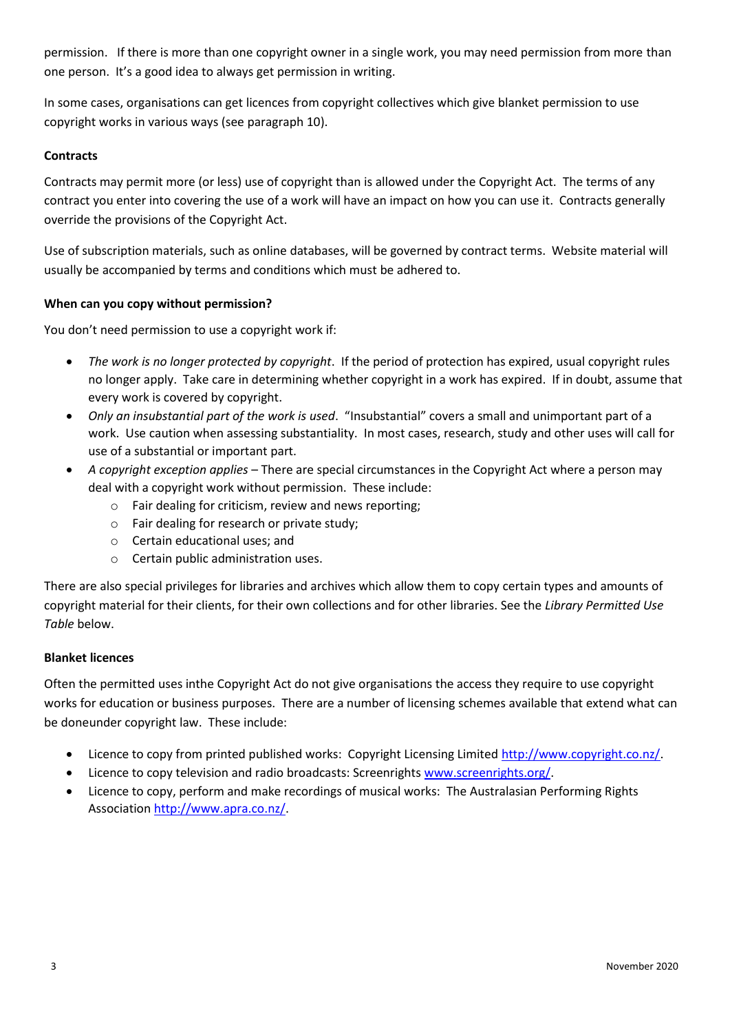permission. If there is more than one copyright owner in a single work, you may need permission from more than one person. It's a good idea to always get permission in writing.

In some cases, organisations can get licences from copyright collectives which give blanket permission to use copyright works in various ways (see paragraph 10).

**Contracts**

Contracts may permit more (or less) use of copyright than is allowed under the Copyright Act. The terms of any contract you enter into covering the use of a work will have an impact on how you can use it. Contracts generally override the provisions of the Copyright Act.

Use of subscription materials, such as online databases, will be governed by contract terms. Website material will usually be accompanied by terms and conditions which must be adhered to.

**When can you copy without permission?**

You don't need permission to use a copyright work if:

- *The work is no longer protected by copyright*. If the period of protection has expired, usual copyright rules no longer apply. Take care in determining whether copyright in a work has expired. If in doubt, assume that every work is covered by copyright.
- *Only an insubstantial part of the work is used*. "Insubstantial" covers a small and unimportant part of a work. Use caution when assessing substantiality. In most cases, research, study and other uses will call for use of a substantial or important part.
- *A copyright exception applies* – There are special circumstances in the Copyright Act where a person may deal with a copyright work without permission. These include:
  - Fair dealing for criticism, review and news reporting;
  - Fair dealing for research or private study;
  - Certain educational uses; and
  - Certain public administration uses.

There are also special privileges for libraries and archives which allow them to copy certain types and amounts of copyright material for their clients, for their own collections and for other libraries. See the *Library Permitted Use Table* below.

**Blanket licences**

Often the permitted uses inthe Copyright Act do not give organisations the access they require to use copyright works for education or business purposes. There are a number of licensing schemes available that extend what can be doneunder copyright law. These include:

- Licence to copy from printed published works: Copyright Licensing Limited http://www.copyright.co.nz/.
- Licence to copy television and radio broadcasts: Screenrights www.screenrights.org/.
- Licence to copy, perform and make recordings of musical works: The Australasian Performing Rights Association http://www.apra.co.nz/.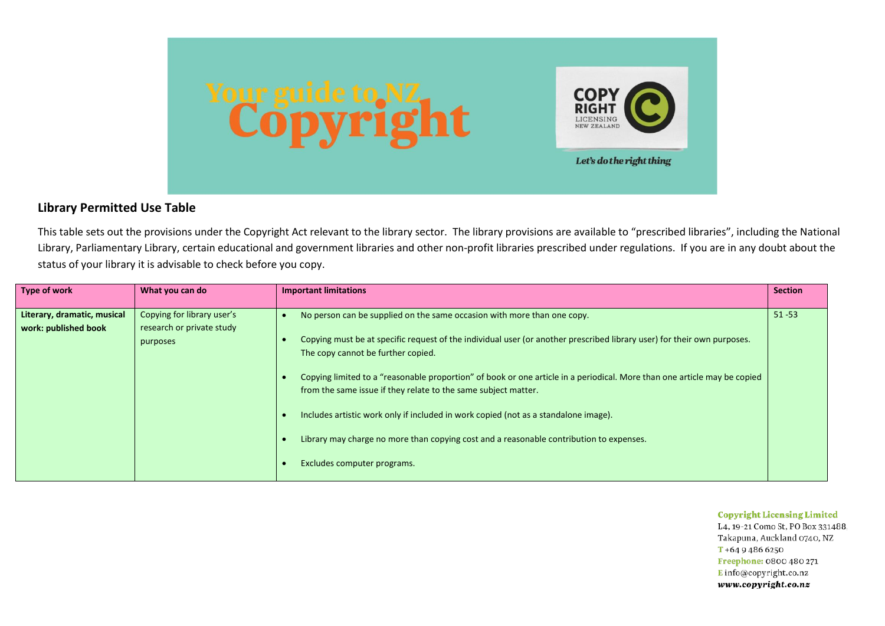## Library Permitted Use Table

This table sets out the provisions under the Copyright Act relevant to the library sector. The library provisions are available to "prescribed libraries", including the National Library, Parliamentary Library, certain educational and government libraries and other non-profit libraries prescribed under regulations. If you are in any doubt about the status of your library it is advisable to check before you copy.

| Type of work | What you can do | Important limitations | Section |
|---|---|---|---|
| **Literary, dramatic, musical work: published book** | Copying for library user's research or private study purposes | • No person can be supplied on the same occasion with more than one copy.<br>• Copying must be at specific request of the individual user (or another prescribed library user) for their own purposes. The copy cannot be further copied.<br>• Copying limited to a "reasonable proportion" of book or one article in a periodical. More than one article may be copied from the same issue if they relate to the same subject matter.<br>• Includes artistic work only if included in work copied (not as a standalone image).<br>• Library may charge no more than copying cost and a reasonable contribution to expenses.<br>• Excludes computer programs. | 51 -53 |

**Copyright Licensing Limited**
L4, 19-21 Como St, PO Box 331488
Takapuna, Auckland 0740, NZ
T +64 9 486 6250
Freephone: 0800 480 271
E info@copyright.co.nz
*www.copyright.co.nz*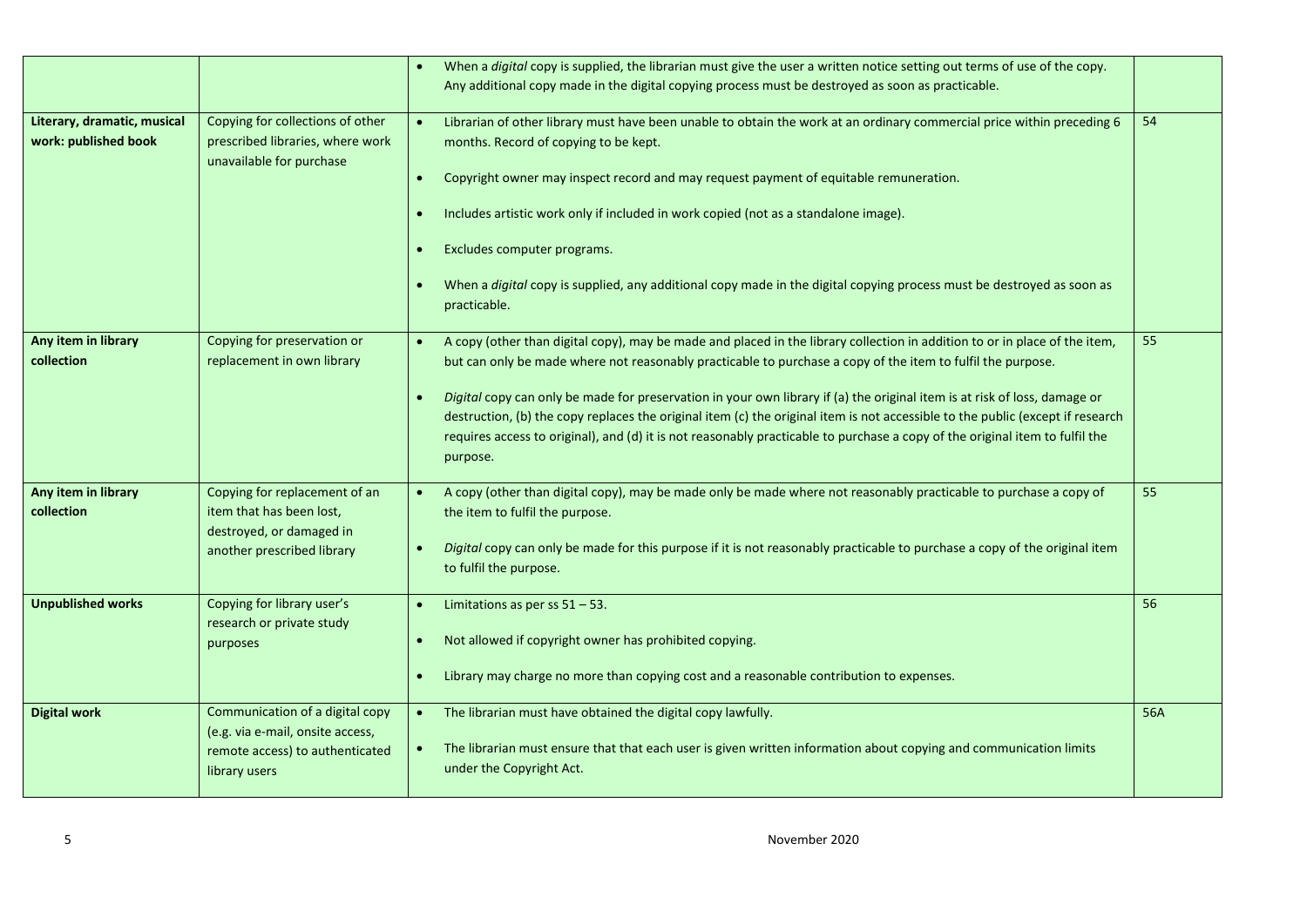| | | | |
|---|---|---|---|
| | | • When a *digital* copy is supplied, the librarian must give the user a written notice setting out terms of use of the copy. Any additional copy made in the digital copying process must be destroyed as soon as practicable. | |
| **Literary, dramatic, musical work: published book** | Copying for collections of other prescribed libraries, where work unavailable for purchase | • Librarian of other library must have been unable to obtain the work at an ordinary commercial price within preceding 6 months. Record of copying to be kept.<br>• Copyright owner may inspect record and may request payment of equitable remuneration.<br>• Includes artistic work only if included in work copied (not as a standalone image).<br>• Excludes computer programs.<br>• When a *digital* copy is supplied, any additional copy made in the digital copying process must be destroyed as soon as practicable. | 54 |
| **Any item in library collection** | Copying for preservation or replacement in own library | • A copy (other than digital copy), may be made and placed in the library collection in addition to or in place of the item, but can only be made where not reasonably practicable to purchase a copy of the item to fulfil the purpose.<br>• *Digital* copy can only be made for preservation in your own library if (a) the original item is at risk of loss, damage or destruction, (b) the copy replaces the original item (c) the original item is not accessible to the public (except if research requires access to original), and (d) it is not reasonably practicable to purchase a copy of the original item to fulfil the purpose. | 55 |
| **Any item in library collection** | Copying for replacement of an item that has been lost, destroyed, or damaged in another prescribed library | • A copy (other than digital copy), may be made only be made where not reasonably practicable to purchase a copy of the item to fulfil the purpose.<br>• *Digital* copy can only be made for this purpose if it is not reasonably practicable to purchase a copy of the original item to fulfil the purpose. | 55 |
| **Unpublished works** | Copying for library user's research or private study purposes | • Limitations as per ss 51 – 53.<br>• Not allowed if copyright owner has prohibited copying.<br>• Library may charge no more than copying cost and a reasonable contribution to expenses. | 56 |
| **Digital work** | Communication of a digital copy (e.g. via e-mail, onsite access, remote access) to authenticated library users | • The librarian must have obtained the digital copy lawfully.<br>• The librarian must ensure that that each user is given written information about copying and communication limits under the Copyright Act. | 56A |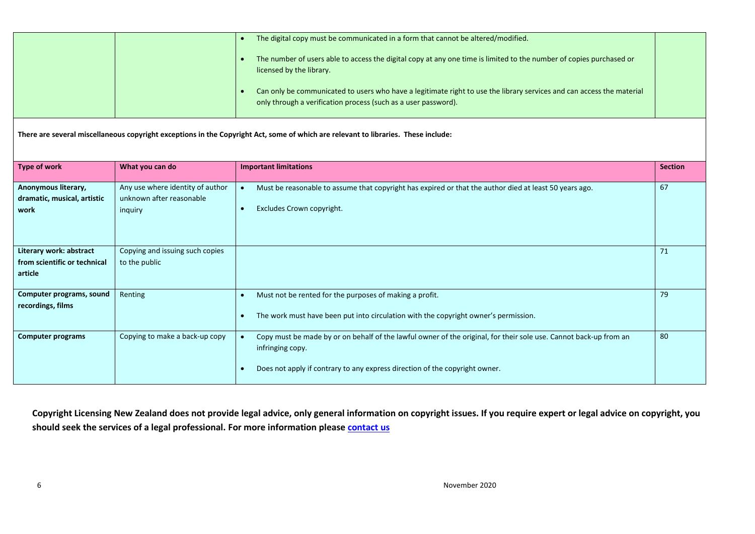| | | | |
|---|---|---|---|
| | | • The digital copy must be communicated in a form that cannot be altered/modified.<br>• The number of users able to access the digital copy at any one time is limited to the number of copies purchased or licensed by the library.<br>• Can only be communicated to users who have a legitimate right to use the library services and can access the material only through a verification process (such as a user password). | |

**There are several miscellaneous copyright exceptions in the Copyright Act, some of which are relevant to libraries. These include:**

| Type of work | What you can do | Important limitations | Section |
|---|---|---|---|
| **Anonymous literary, dramatic, musical, artistic work** | Any use where identity of author unknown after reasonable inquiry | • Must be reasonable to assume that copyright has expired or that the author died at least 50 years ago.<br>• Excludes Crown copyright. | 67 |
| **Literary work: abstract from scientific or technical article** | Copying and issuing such copies to the public | | 71 |
| **Computer programs, sound recordings, films** | Renting | • Must not be rented for the purposes of making a profit.<br>• The work must have been put into circulation with the copyright owner's permission. | 79 |
| **Computer programs** | Copying to make a back-up copy | • Copy must be made by or on behalf of the lawful owner of the original, for their sole use. Cannot back-up from an infringing copy.<br>• Does not apply if contrary to any express direction of the copyright owner. | 80 |

**Copyright Licensing New Zealand does not provide legal advice, only general information on copyright issues. If you require expert or legal advice on copyright, you should seek the services of a legal professional. For more information please contact us**

November 2020